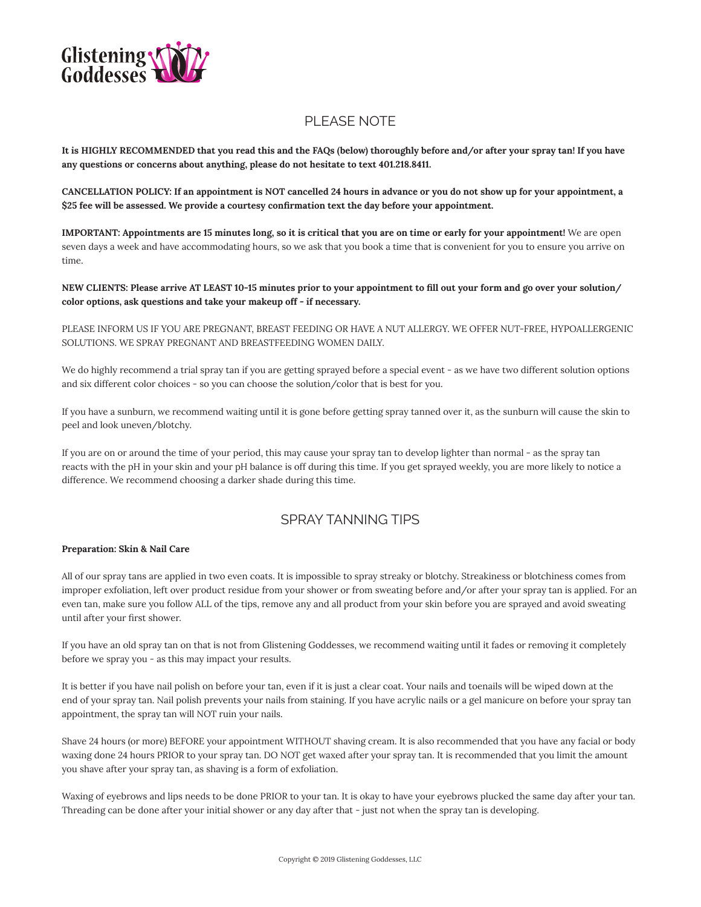Glistening Goddesses

## PLEASE NOTE

**It is HIGHLY RECOMMENDED that you read this and the FAQs (below) thoroughly before and/or after your spray tan! If you have any questions or concerns about anything, please do not hesitate to text 401.218.8411.**

**CANCELLATION POLICY: If an appointment is NOT cancelled 24 hours in advance or you do not show up for your appointment, a $25 fee will be assessed. We provide a courtesy confirmation text the day before your appointment.**

**IMPORTANT: Appointments are 15 minutes long, so it is critical that you are on time or early for your appointment!** We are open seven days a week and have accommodating hours, so we ask that you book a time that is convenient for you to ensure you arrive on time.

**NEW CLIENTS: Please arrive AT LEAST 10-15 minutes prior to your appointment to fill out your form and go over your solution/color options, ask questions and take your makeup off - if necessary.**

PLEASE INFORM US IF YOU ARE PREGNANT, BREAST FEEDING OR HAVE A NUT ALLERGY. WE OFFER NUT-FREE, HYPOALLERGENIC SOLUTIONS. WE SPRAY PREGNANT AND BREASTFEEDING WOMEN DAILY.

We do highly recommend a trial spray tan if you are getting sprayed before a special event - as we have two different solution options and six different color choices - so you can choose the solution/color that is best for you.

If you have a sunburn, we recommend waiting until it is gone before getting spray tanned over it, as the sunburn will cause the skin to peel and look uneven/blotchy.

If you are on or around the time of your period, this may cause your spray tan to develop lighter than normal - as the spray tan reacts with the pH in your skin and your pH balance is off during this time. If you get sprayed weekly, you are more likely to notice a difference. We recommend choosing a darker shade during this time.

## SPRAY TANNING TIPS

**Preparation: Skin & Nail Care**

All of our spray tans are applied in two even coats. It is impossible to spray streaky or blotchy. Streakiness or blotchiness comes from improper exfoliation, left over product residue from your shower or from sweating before and/or after your spray tan is applied. For an even tan, make sure you follow ALL of the tips, remove any and all product from your skin before you are sprayed and avoid sweating until after your first shower.

If you have an old spray tan on that is not from Glistening Goddesses, we recommend waiting until it fades or removing it completely before we spray you - as this may impact your results.

It is better if you have nail polish on before your tan, even if it is just a clear coat. Your nails and toenails will be wiped down at the end of your spray tan. Nail polish prevents your nails from staining. If you have acrylic nails or a gel manicure on before your spray tan appointment, the spray tan will NOT ruin your nails.

Shave 24 hours (or more) BEFORE your appointment WITHOUT shaving cream. It is also recommended that you have any facial or body waxing done 24 hours PRIOR to your spray tan. DO NOT get waxed after your spray tan. It is recommended that you limit the amount you shave after your spray tan, as shaving is a form of exfoliation.

Waxing of eyebrows and lips needs to be done PRIOR to your tan. It is okay to have your eyebrows plucked the same day after your tan. Threading can be done after your initial shower or any day after that - just not when the spray tan is developing.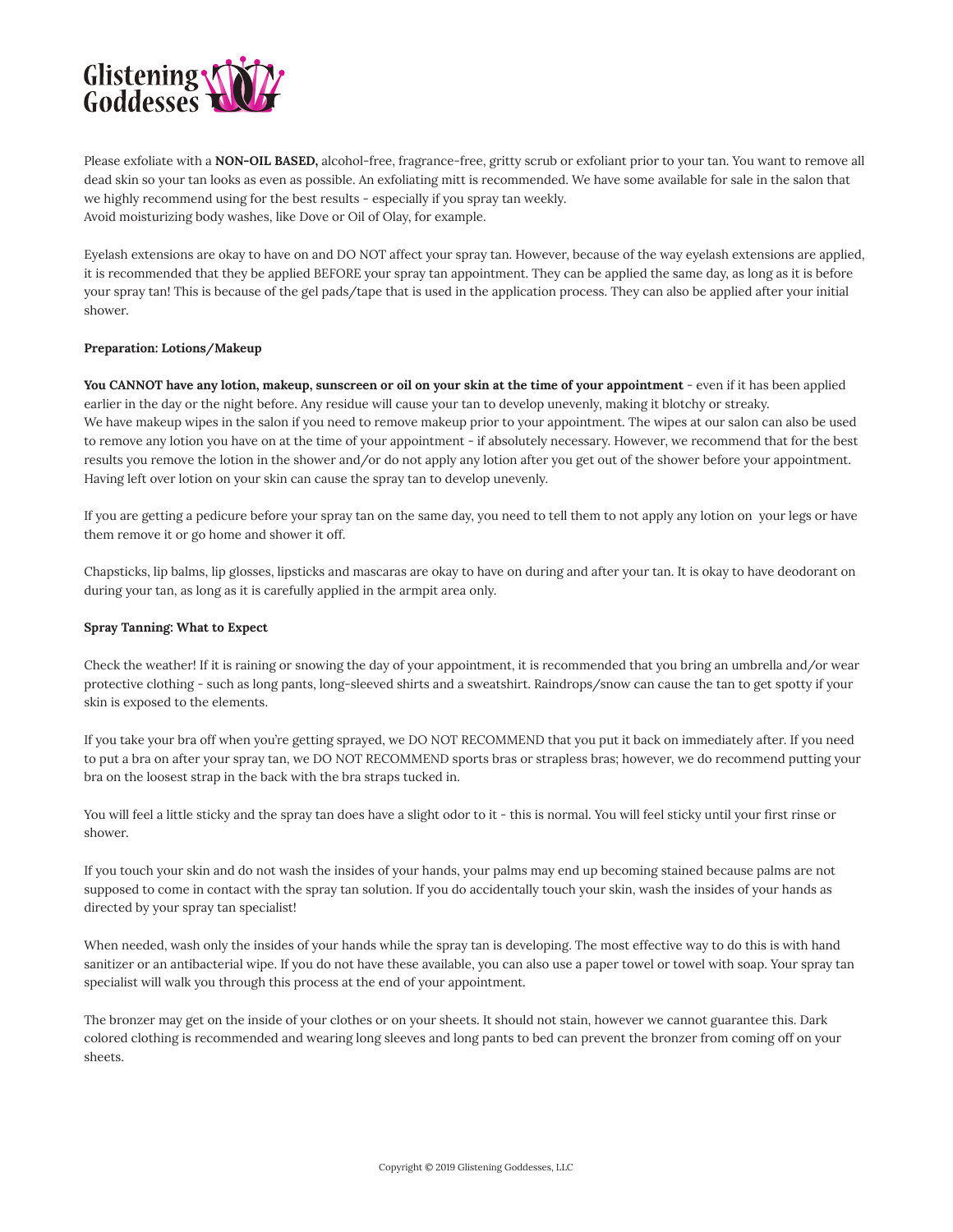Please exfoliate with a **NON-OIL BASED,** alcohol-free, fragrance-free, gritty scrub or exfoliant prior to your tan. You want to remove all dead skin so your tan looks as even as possible. An exfoliating mitt is recommended. We have some available for sale in the salon that we highly recommend using for the best results - especially if you spray tan weekly.
Avoid moisturizing body washes, like Dove or Oil of Olay, for example.

Eyelash extensions are okay to have on and DO NOT affect your spray tan. However, because of the way eyelash extensions are applied, it is recommended that they be applied BEFORE your spray tan appointment. They can be applied the same day, as long as it is before your spray tan! This is because of the gel pads/tape that is used in the application process. They can also be applied after your initial shower.

**Preparation: Lotions/Makeup**

**You CANNOT have any lotion, makeup, sunscreen or oil on your skin at the time of your appointment** - even if it has been applied earlier in the day or the night before. Any residue will cause your tan to develop unevenly, making it blotchy or streaky.
We have makeup wipes in the salon if you need to remove makeup prior to your appointment. The wipes at our salon can also be used to remove any lotion you have on at the time of your appointment - if absolutely necessary. However, we recommend that for the best results you remove the lotion in the shower and/or do not apply any lotion after you get out of the shower before your appointment. Having left over lotion on your skin can cause the spray tan to develop unevenly.

If you are getting a pedicure before your spray tan on the same day, you need to tell them to not apply any lotion on your legs or have them remove it or go home and shower it off.

Chapsticks, lip balms, lip glosses, lipsticks and mascaras are okay to have on during and after your tan. It is okay to have deodorant on during your tan, as long as it is carefully applied in the armpit area only.

**Spray Tanning: What to Expect**

Check the weather! If it is raining or snowing the day of your appointment, it is recommended that you bring an umbrella and/or wear protective clothing - such as long pants, long-sleeved shirts and a sweatshirt. Raindrops/snow can cause the tan to get spotty if your skin is exposed to the elements.

If you take your bra off when you're getting sprayed, we DO NOT RECOMMEND that you put it back on immediately after. If you need to put a bra on after your spray tan, we DO NOT RECOMMEND sports bras or strapless bras; however, we do recommend putting your bra on the loosest strap in the back with the bra straps tucked in.

You will feel a little sticky and the spray tan does have a slight odor to it - this is normal. You will feel sticky until your first rinse or shower.

If you touch your skin and do not wash the insides of your hands, your palms may end up becoming stained because palms are not supposed to come in contact with the spray tan solution. If you do accidentally touch your skin, wash the insides of your hands as directed by your spray tan specialist!

When needed, wash only the insides of your hands while the spray tan is developing. The most effective way to do this is with hand sanitizer or an antibacterial wipe. If you do not have these available, you can also use a paper towel or towel with soap. Your spray tan specialist will walk you through this process at the end of your appointment.

The bronzer may get on the inside of your clothes or on your sheets. It should not stain, however we cannot guarantee this. Dark colored clothing is recommended and wearing long sleeves and long pants to bed can prevent the bronzer from coming off on your sheets.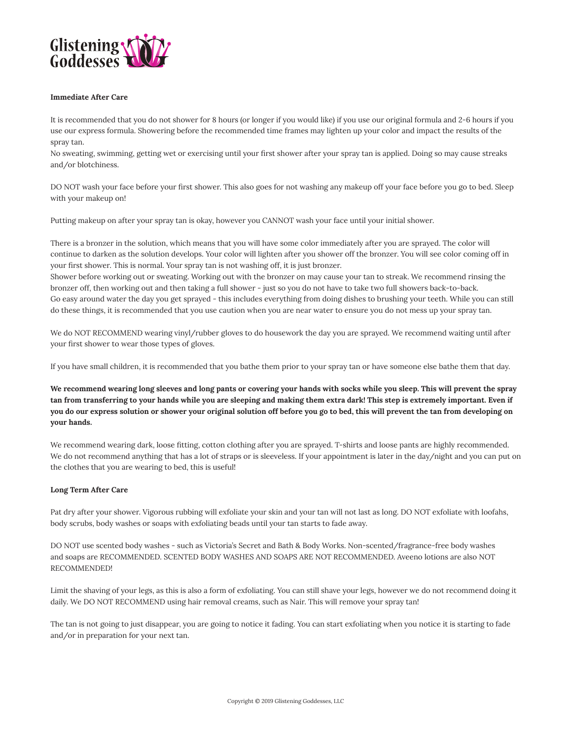**Immediate After Care**

It is recommended that you do not shower for 8 hours (or longer if you would like) if you use our original formula and 2-6 hours if you use our express formula. Showering before the recommended time frames may lighten up your color and impact the results of the spray tan.
No sweating, swimming, getting wet or exercising until your first shower after your spray tan is applied. Doing so may cause streaks and/or blotchiness.

DO NOT wash your face before your first shower. This also goes for not washing any makeup off your face before you go to bed. Sleep with your makeup on!

Putting makeup on after your spray tan is okay, however you CANNOT wash your face until your initial shower.

There is a bronzer in the solution, which means that you will have some color immediately after you are sprayed. The color will continue to darken as the solution develops. Your color will lighten after you shower off the bronzer. You will see color coming off in your first shower. This is normal. Your spray tan is not washing off, it is just bronzer.
Shower before working out or sweating. Working out with the bronzer on may cause your tan to streak. We recommend rinsing the bronzer off, then working out and then taking a full shower - just so you do not have to take two full showers back-to-back.
Go easy around water the day you get sprayed - this includes everything from doing dishes to brushing your teeth. While you can still do these things, it is recommended that you use caution when you are near water to ensure you do not mess up your spray tan.

We do NOT RECOMMEND wearing vinyl/rubber gloves to do housework the day you are sprayed. We recommend waiting until after your first shower to wear those types of gloves.

If you have small children, it is recommended that you bathe them prior to your spray tan or have someone else bathe them that day.

**We recommend wearing long sleeves and long pants or covering your hands with socks while you sleep. This will prevent the spray tan from transferring to your hands while you are sleeping and making them extra dark! This step is extremely important. Even if you do our express solution or shower your original solution off before you go to bed, this will prevent the tan from developing on your hands.**

We recommend wearing dark, loose fitting, cotton clothing after you are sprayed. T-shirts and loose pants are highly recommended. We do not recommend anything that has a lot of straps or is sleeveless. If your appointment is later in the day/night and you can put on the clothes that you are wearing to bed, this is useful!

**Long Term After Care**

Pat dry after your shower. Vigorous rubbing will exfoliate your skin and your tan will not last as long. DO NOT exfoliate with loofahs, body scrubs, body washes or soaps with exfoliating beads until your tan starts to fade away.

DO NOT use scented body washes - such as Victoria's Secret and Bath & Body Works. Non-scented/fragrance-free body washes and soaps are RECOMMENDED. SCENTED BODY WASHES AND SOAPS ARE NOT RECOMMENDED. Aveeno lotions are also NOT RECOMMENDED!

Limit the shaving of your legs, as this is also a form of exfoliating. You can still shave your legs, however we do not recommend doing it daily. We DO NOT RECOMMEND using hair removal creams, such as Nair. This will remove your spray tan!

The tan is not going to just disappear, you are going to notice it fading. You can start exfoliating when you notice it is starting to fade and/or in preparation for your next tan.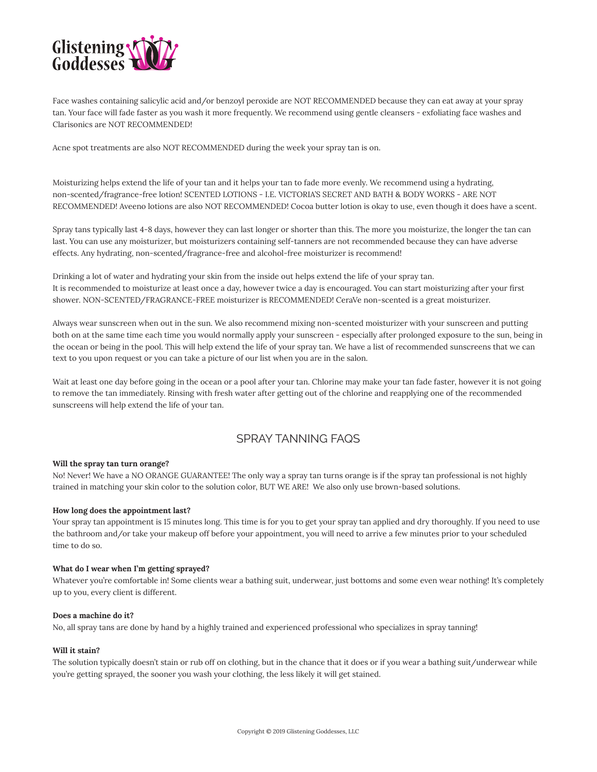Face washes containing salicylic acid and/or benzoyl peroxide are NOT RECOMMENDED because they can eat away at your spray tan. Your face will fade faster as you wash it more frequently. We recommend using gentle cleansers - exfoliating face washes and Clarisonics are NOT RECOMMENDED!

Acne spot treatments are also NOT RECOMMENDED during the week your spray tan is on.

Moisturizing helps extend the life of your tan and it helps your tan to fade more evenly. We recommend using a hydrating, non-scented/fragrance-free lotion! SCENTED LOTIONS - I.E. VICTORIA'S SECRET AND BATH & BODY WORKS - ARE NOT RECOMMENDED! Aveeno lotions are also NOT RECOMMENDED! Cocoa butter lotion is okay to use, even though it does have a scent.

Spray tans typically last 4-8 days, however they can last longer or shorter than this. The more you moisturize, the longer the tan can last. You can use any moisturizer, but moisturizers containing self-tanners are not recommended because they can have adverse effects. Any hydrating, non-scented/fragrance-free and alcohol-free moisturizer is recommend!

Drinking a lot of water and hydrating your skin from the inside out helps extend the life of your spray tan.
It is recommended to moisturize at least once a day, however twice a day is encouraged. You can start moisturizing after your first shower. NON-SCENTED/FRAGRANCE-FREE moisturizer is RECOMMENDED! CeraVe non-scented is a great moisturizer.

Always wear sunscreen when out in the sun. We also recommend mixing non-scented moisturizer with your sunscreen and putting both on at the same time each time you would normally apply your sunscreen - especially after prolonged exposure to the sun, being in the ocean or being in the pool. This will help extend the life of your spray tan. We have a list of recommended sunscreens that we can text to you upon request or you can take a picture of our list when you are in the salon.

Wait at least one day before going in the ocean or a pool after your tan. Chlorine may make your tan fade faster, however it is not going to remove the tan immediately. Rinsing with fresh water after getting out of the chlorine and reapplying one of the recommended sunscreens will help extend the life of your tan.

## SPRAY TANNING FAQS

**Will the spray tan turn orange?**
No! Never! We have a NO ORANGE GUARANTEE! The only way a spray tan turns orange is if the spray tan professional is not highly trained in matching your skin color to the solution color, BUT WE ARE! We also only use brown-based solutions.

**How long does the appointment last?**
Your spray tan appointment is 15 minutes long. This time is for you to get your spray tan applied and dry thoroughly. If you need to use the bathroom and/or take your makeup off before your appointment, you will need to arrive a few minutes prior to your scheduled time to do so.

**What do I wear when I'm getting sprayed?**
Whatever you're comfortable in! Some clients wear a bathing suit, underwear, just bottoms and some even wear nothing! It's completely up to you, every client is different.

**Does a machine do it?**
No, all spray tans are done by hand by a highly trained and experienced professional who specializes in spray tanning!

**Will it stain?**
The solution typically doesn't stain or rub off on clothing, but in the chance that it does or if you wear a bathing suit/underwear while you're getting sprayed, the sooner you wash your clothing, the less likely it will get stained.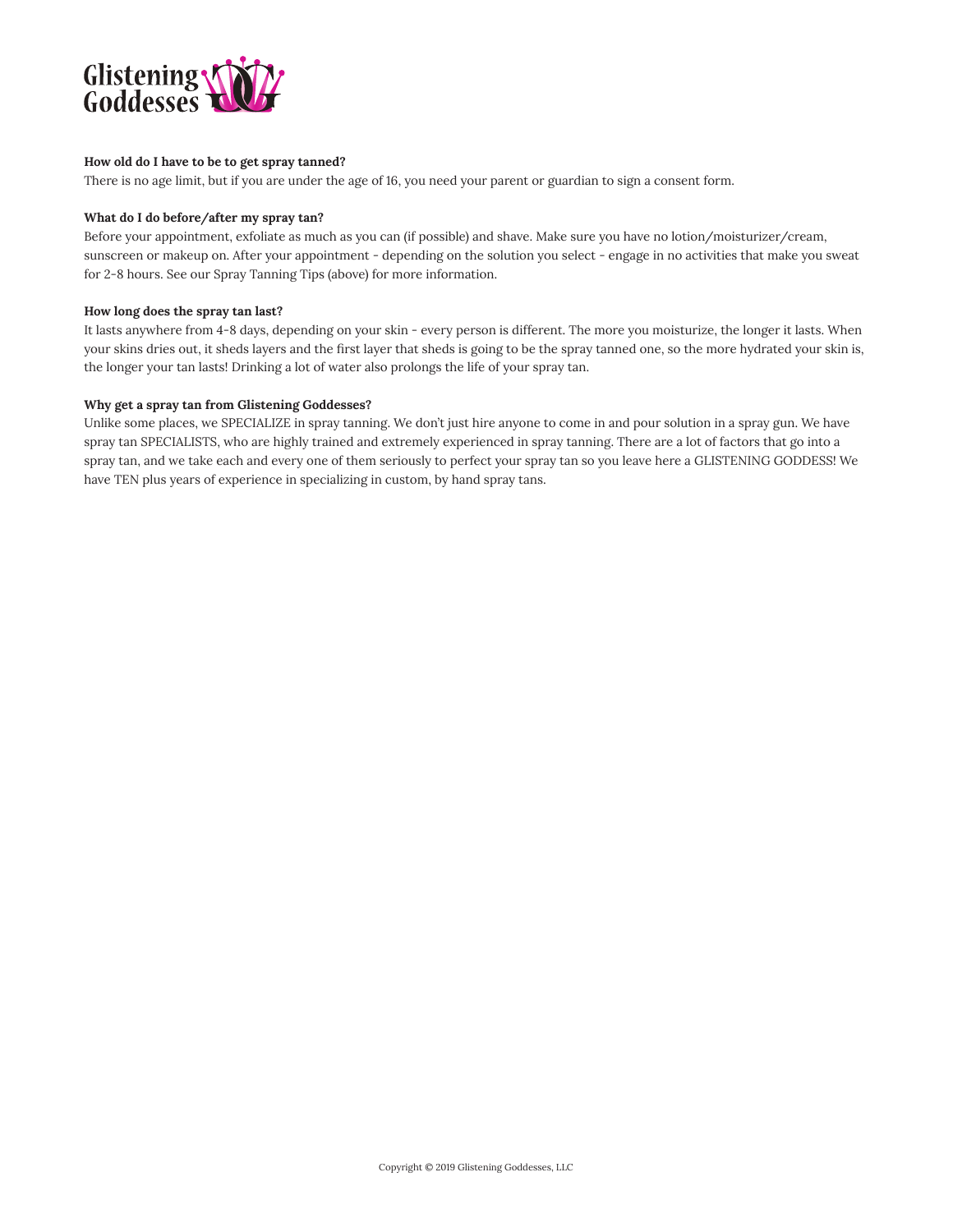Glistening Goddesses

**How old do I have to be to get spray tanned?**

There is no age limit, but if you are under the age of 16, you need your parent or guardian to sign a consent form.

**What do I do before/after my spray tan?**

Before your appointment, exfoliate as much as you can (if possible) and shave. Make sure you have no lotion/moisturizer/cream, sunscreen or makeup on. After your appointment - depending on the solution you select - engage in no activities that make you sweat for 2-8 hours. See our Spray Tanning Tips (above) for more information.

**How long does the spray tan last?**

It lasts anywhere from 4-8 days, depending on your skin - every person is different. The more you moisturize, the longer it lasts. When your skins dries out, it sheds layers and the first layer that sheds is going to be the spray tanned one, so the more hydrated your skin is, the longer your tan lasts! Drinking a lot of water also prolongs the life of your spray tan.

**Why get a spray tan from Glistening Goddesses?**

Unlike some places, we SPECIALIZE in spray tanning. We don't just hire anyone to come in and pour solution in a spray gun. We have spray tan SPECIALISTS, who are highly trained and extremely experienced in spray tanning. There are a lot of factors that go into a spray tan, and we take each and every one of them seriously to perfect your spray tan so you leave here a GLISTENING GODDESS! We have TEN plus years of experience in specializing in custom, by hand spray tans.

Copyright © 2019 Glistening Goddesses, LLC